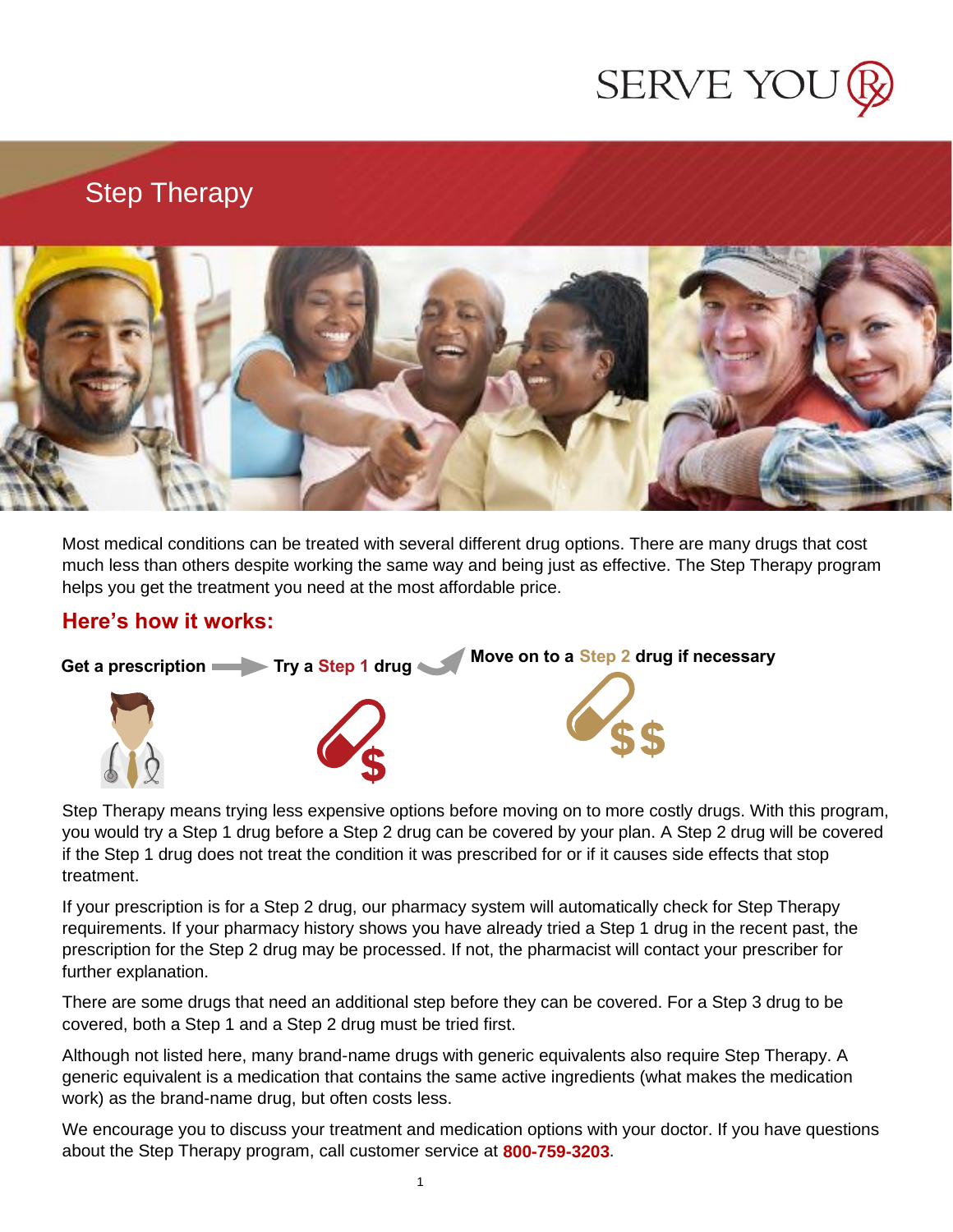SERVE YOU Rx

# Step Therapy

Most medical conditions can be treated with several different drug options. There are many drugs that cost much less than others despite working the same way and being just as effective. The Step Therapy program helps you get the treatment you need at the most affordable price.

## Here's how it works:

**Get a prescription** → **Try a Step 1 drug** → **Move on to a Step 2 drug if necessary**

Step Therapy means trying less expensive options before moving on to more costly drugs. With this program, you would try a Step 1 drug before a Step 2 drug can be covered by your plan. A Step 2 drug will be covered if the Step 1 drug does not treat the condition it was prescribed for or if it causes side effects that stop treatment.

If your prescription is for a Step 2 drug, our pharmacy system will automatically check for Step Therapy requirements. If your pharmacy history shows you have already tried a Step 1 drug in the recent past, the prescription for the Step 2 drug may be processed. If not, the pharmacist will contact your prescriber for further explanation.

There are some drugs that need an additional step before they can be covered. For a Step 3 drug to be covered, both a Step 1 and a Step 2 drug must be tried first.

Although not listed here, many brand-name drugs with generic equivalents also require Step Therapy. A generic equivalent is a medication that contains the same active ingredients (what makes the medication work) as the brand-name drug, but often costs less.

We encourage you to discuss your treatment and medication options with your doctor. If you have questions about the Step Therapy program, call customer service at **800-759-3203**.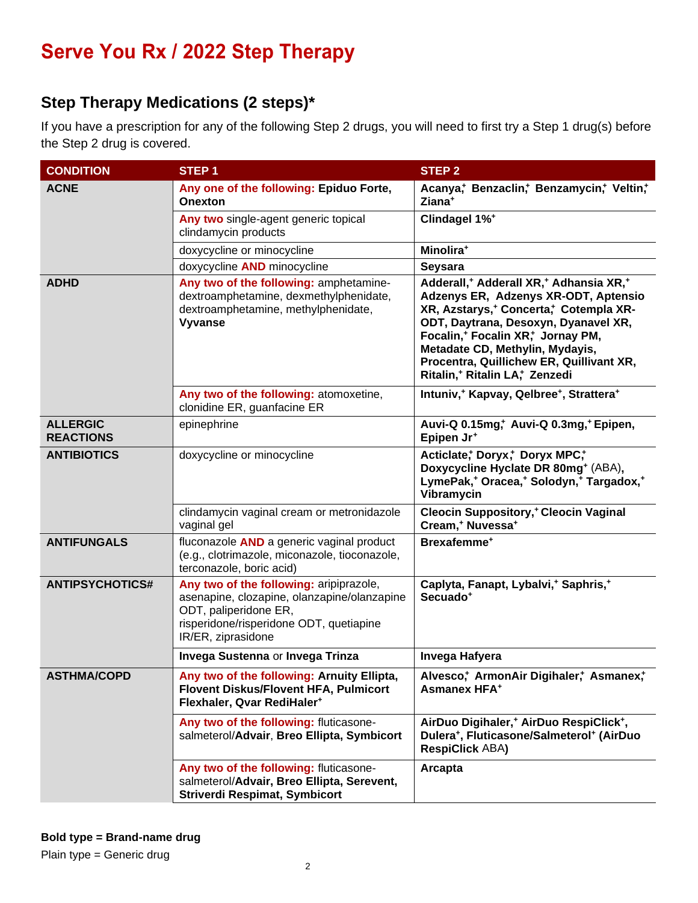# Serve You Rx / 2022 Step Therapy

## Step Therapy Medications (2 steps)*

If you have a prescription for any of the following Step 2 drugs, you will need to first try a Step 1 drug(s) before the Step 2 drug is covered.

| CONDITION | STEP 1 | STEP 2 |
|---|---|---|
| **ACNE** | Any one of the following: **Epiduo Forte, Onexton** | **Acanya,+ Benzaclin,+ Benzamycin,+ Veltin,+ Ziana+** |
| | Any two single-agent generic topical clindamycin products | **Clindagel 1%+** |
| | doxycycline or minocycline | **Minolira+** |
| | doxycycline AND minocycline | **Seysara** |
| **ADHD** | Any two of the following: amphetamine-dextroamphetamine, dexmethylphenidate, dextroamphetamine, methylphenidate, **Vyvanse** | **Adderall,+ Adderall XR,+ Adhansia XR,+ Adzenys ER, Adzenys XR-ODT, Aptensio XR, Azstarys,+ Concerta,+ Cotempla XR-ODT, Daytrana, Desoxyn, Dyanavel XR, Focalin,+ Focalin XR,+ Jornay PM, Metadate CD, Methylin, Mydayis, Procentra, Quillichew ER, Quillivant XR, Ritalin,+ Ritalin LA,+ Zenzedi** |
| | Any two of the following: atomoxetine, clonidine ER, guanfacine ER | **Intuniv,+ Kapvay, Qelbree+, Strattera+** |
| **ALLERGIC REACTIONS** | epinephrine | **Auvi-Q 0.15mg,+ Auvi-Q 0.3mg,+ Epipen, Epipen Jr+** |
| **ANTIBIOTICS** | doxycycline or minocycline | **Acticlate,+ Doryx,+ Doryx MPC,+ Doxycycline Hyclate DR 80mg+** (ABA), **LymePak,+ Oracea,+ Solodyn,+ Targadox,+ Vibramycin** |
| | clindamycin vaginal cream or metronidazole vaginal gel | **Cleocin Suppository,+ Cleocin Vaginal Cream,+ Nuvessa+** |
| **ANTIFUNGALS** | fluconazole AND a generic vaginal product (e.g., clotrimazole, miconazole, tioconazole, terconazole, boric acid) | **Brexafemme+** |
| **ANTIPSYCHOTICS#** | Any two of the following: aripiprazole, asenapine, clozapine, olanzapine/olanzapine ODT, paliperidone ER, risperidone/risperidone ODT, quetiapine IR/ER, ziprasidone | **Caplyta, Fanapt, Lybalvi,+ Saphris,+ Secuado+** |
| | **Invega Sustenna** or **Invega Trinza** | **Invega Hafyera** |
| **ASTHMA/COPD** | Any two of the following: **Arnuity Ellipta, Flovent Diskus/Flovent HFA, Pulmicort Flexhaler, Qvar RediHaler+** | **Alvesco,+ ArmonAir Digihaler,+ Asmanex,+ Asmanex HFA+** |
| | Any two of the following: fluticasone-salmeterol/**Advair, Breo Ellipta, Symbicort** | **AirDuo Digihaler,+ AirDuo RespiClick+, Dulera+, Fluticasone/Salmeterol+ (AirDuo RespiClick** ABA**)** |
| | Any two of the following: fluticasone-salmeterol/**Advair, Breo Ellipta, Serevent, Striverdi Respimat, Symbicort** | **Arcapta** |

**Bold type = Brand-name drug**

Plain type = Generic drug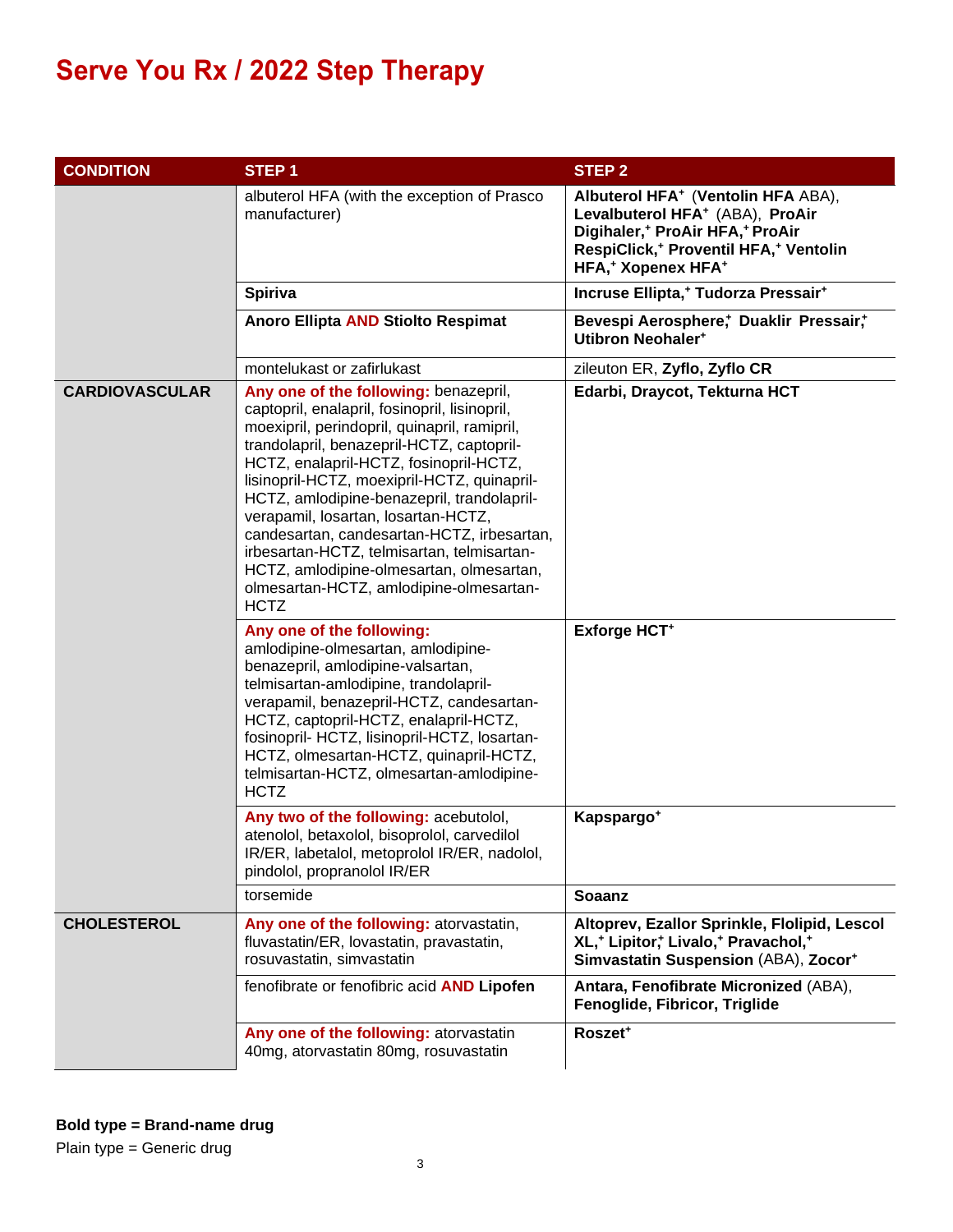# Serve You Rx / 2022 Step Therapy

| CONDITION | STEP 1 | STEP 2 |
|---|---|---|
| | albuterol HFA (with the exception of Prasco manufacturer) | **Albuterol HFA**[+] (**Ventolin HFA** ABA), **Levalbuterol HFA**[+] (ABA), **ProAir Digihaler,**[+] **ProAir HFA,**[+] **ProAir RespiClick,**[+] **Proventil HFA,**[+] **Ventolin HFA,**[+] **Xopenex HFA**[+] |
| | **Spiriva** | **Incruse Ellipta,**[+] **Tudorza Pressair**[+] |
| | **Anoro Ellipta** AND **Stiolto Respimat** | **Bevespi Aerosphere,**[+] **Duaklir Pressair,**[+] **Utibron Neohaler**[+] |
| | montelukast or zafirlukast | zileuton ER, **Zyflo, Zyflo CR** |
| **CARDIOVASCULAR** | Any one of the following: benazepril, captopril, enalapril, fosinopril, lisinopril, moexipril, perindopril, quinapril, ramipril, trandolapril, benazepril-HCTZ, captopril-HCTZ, enalapril-HCTZ, fosinopril-HCTZ, lisinopril-HCTZ, moexipril-HCTZ, quinapril-HCTZ, amlodipine-benazepril, trandolapril-verapamil, losartan, losartan-HCTZ, candesartan, candesartan-HCTZ, irbesartan, irbesartan-HCTZ, telmisartan, telmisartan-HCTZ, amlodipine-olmesartan, olmesartan, olmesartan-HCTZ, amlodipine-olmesartan-HCTZ | **Edarbi, Draycot, Tekturna HCT** |
| | Any one of the following: amlodipine-olmesartan, amlodipine-benazepril, amlodipine-valsartan, telmisartan-amlodipine, trandolapril-verapamil, benazepril-HCTZ, candesartan-HCTZ, captopril-HCTZ, enalapril-HCTZ, fosinopril- HCTZ, lisinopril-HCTZ, losartan-HCTZ, olmesartan-HCTZ, quinapril-HCTZ, telmisartan-HCTZ, olmesartan-amlodipine-HCTZ | **Exforge HCT**[+] |
| | Any two of the following: acebutolol, atenolol, betaxolol, bisoprolol, carvedilol IR/ER, labetalol, metoprolol IR/ER, nadolol, pindolol, propranolol IR/ER | **Kapspargo**[+] |
| | torsemide | **Soaanz** |
| **CHOLESTEROL** | Any one of the following: atorvastatin, fluvastatin/ER, lovastatin, pravastatin, rosuvastatin, simvastatin | **Altoprev, Ezallor Sprinkle, Flolipid, Lescol XL,**[+] **Lipitor,**[+] **Livalo,**[+] **Pravachol,**[+] **Simvastatin Suspension** (ABA), **Zocor**[+] |
| | fenofibrate or fenofibric acid AND **Lipofen** | **Antara, Fenofibrate Micronized** (ABA), **Fenoglide, Fibricor, Triglide** |
| | Any one of the following: atorvastatin 40mg, atorvastatin 80mg, rosuvastatin | **Roszet**[+] |

**Bold type = Brand-name drug**

Plain type = Generic drug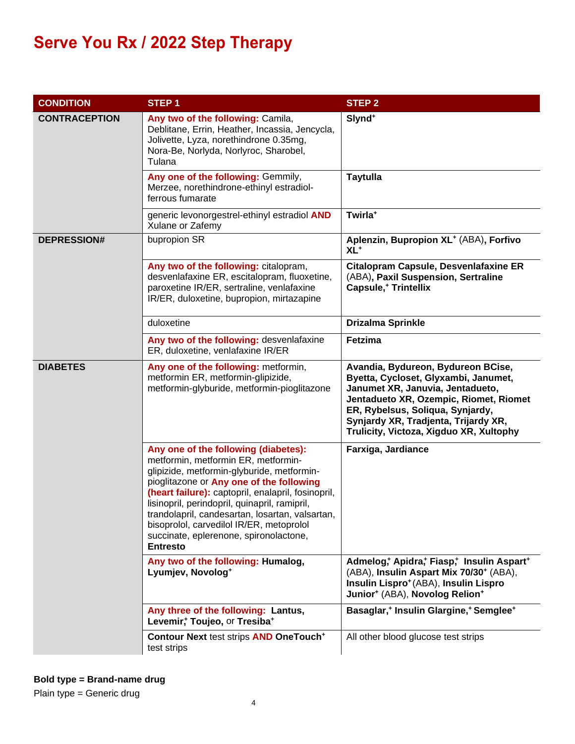# Serve You Rx / 2022 Step Therapy

| CONDITION | STEP 1 | STEP 2 |
|---|---|---|
| **CONTRACEPTION** | Any two of the following: Camila, Deblitane, Errin, Heather, Incassia, Jencycla, Jolivette, Lyza, norethindrone 0.35mg, Nora-Be, Norlyda, Norlyroc, Sharobel, Tulana | **Slynd**+ |
| | Any one of the following: Gemmily, Merzee, norethindrone-ethinyl estradiol-ferrous fumarate | **Taytulla** |
| | generic levonorgestrel-ethinyl estradiol AND Xulane or Zafemy | **Twirla**+ |
| **DEPRESSION#** | bupropion SR | **Aplenzin, Bupropion XL**+ (ABA), **Forfivo XL**+ |
| | Any two of the following: citalopram, desvenlafaxine ER, escitalopram, fluoxetine, paroxetine IR/ER, sertraline, venlafaxine IR/ER, duloxetine, bupropion, mirtazapine | **Citalopram Capsule, Desvenlafaxine ER** (ABA)**, Paxil Suspension, Sertraline Capsule,**+ **Trintellix** |
| | duloxetine | **Drizalma Sprinkle** |
| | Any two of the following: desvenlafaxine ER, duloxetine, venlafaxine IR/ER | **Fetzima** |
| **DIABETES** | Any one of the following: metformin, metformin ER, metformin-glipizide, metformin-glyburide, metformin-pioglitazone | **Avandia, Bydureon, Bydureon BCise, Byetta, Cycloset, Glyxambi, Janumet, Janumet XR, Januvia, Jentadueto, Jentadueto XR, Ozempic, Riomet, Riomet ER, Rybelsus, Soliqua, Synjardy, Synjardy XR, Tradjenta, Trijardy XR, Trulicity, Victoza, Xigduo XR, Xultophy** |
| | Any one of the following (diabetes): metformin, metformin ER, metformin-glipizide, metformin-glyburide, metformin-pioglitazone or Any one of the following (heart failure): captopril, enalapril, fosinopril, lisinopril, perindopril, quinapril, ramipril, trandolapril, candesartan, losartan, valsartan, bisoprolol, carvedilol IR/ER, metoprolol succinate, eplerenone, spironolactone, **Entresto** | **Farxiga, Jardiance** |
| | Any two of the following: **Humalog, Lyumjev, Novolog**+ | **Admelog**+, **Apidra**+, **Fiasp**+, **Insulin Aspart**+ (ABA), **Insulin Aspart Mix 70/30**+ (ABA), **Insulin Lispro**+ (ABA), **Insulin Lispro Junior**+ (ABA), **Novolog Relion**+ |
| | Any three of the following: **Lantus, Levemir**+, **Toujeo**, or **Tresiba**+ | **Basaglar,**+ **Insulin Glargine,**+ **Semglee**+ |
| | **Contour Next** test strips AND **OneTouch**+ test strips | All other blood glucose test strips |

**Bold type = Brand-name drug**

Plain type = Generic drug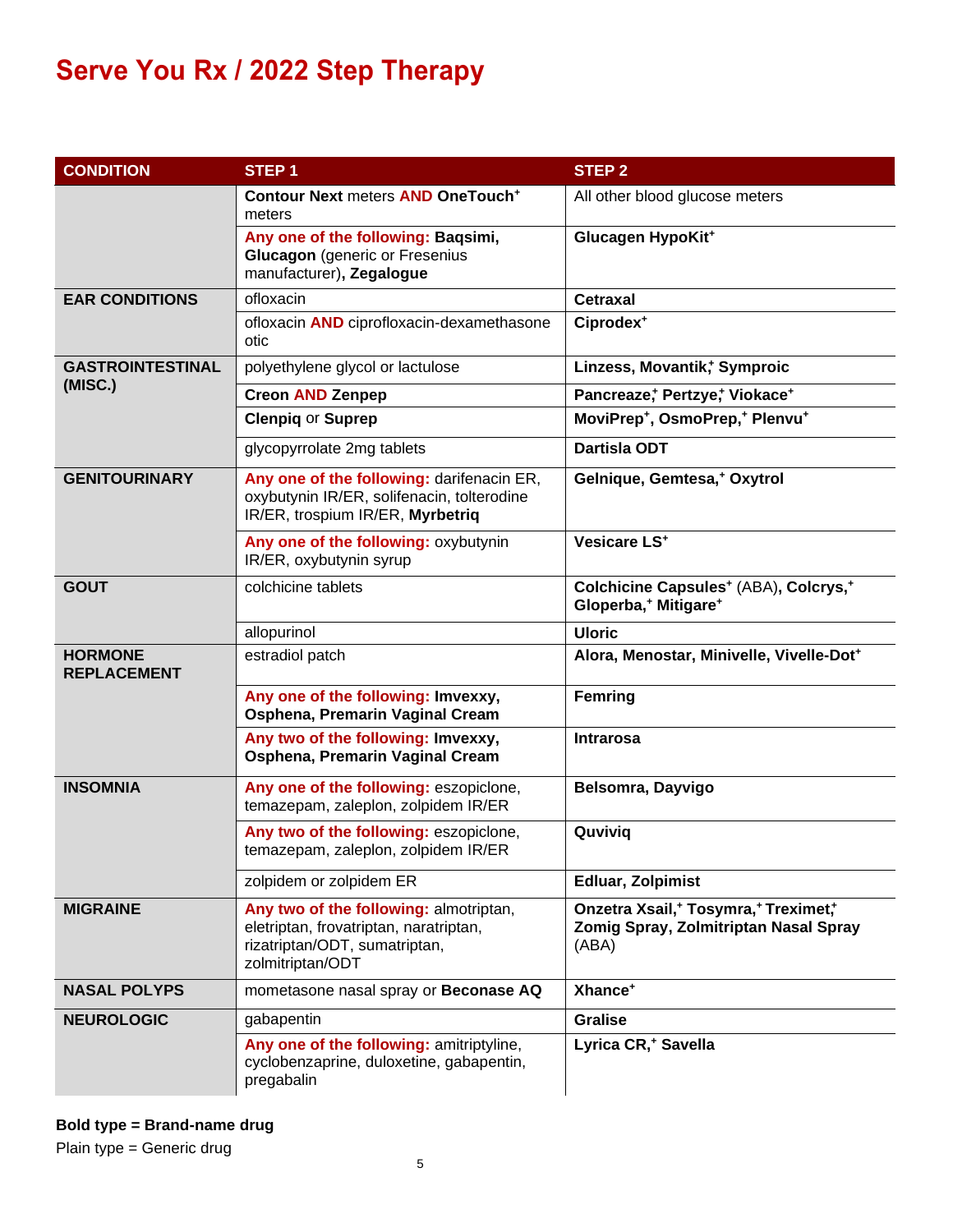# Serve You Rx / 2022 Step Therapy

| CONDITION | STEP 1 | STEP 2 |
|---|---|---|
| | **Contour Next** meters AND **OneTouch**+ meters | All other blood glucose meters |
| | Any one of the following: **Baqsimi, Glucagon** (generic or Fresenius manufacturer)**, Zegalogue** | **Glucagen HypoKit**+ |
| **EAR CONDITIONS** | ofloxacin | **Cetraxal** |
| | ofloxacin AND ciprofloxacin-dexamethasone otic | **Ciprodex**+ |
| **GASTROINTESTINAL (MISC.)** | polyethylene glycol or lactulose | **Linzess, Movantik,+ Symproic** |
| | **Creon** AND **Zenpep** | **Pancreaze,+ Pertzye,+ Viokace**+ |
| | **Clenpiq** or **Suprep** | **MoviPrep+, OsmoPrep,+ Plenvu**+ |
| | glycopyrrolate 2mg tablets | **Dartisla ODT** |
| **GENITOURINARY** | Any one of the following: darifenacin ER, oxybutynin IR/ER, solifenacin, tolterodine IR/ER, trospium IR/ER, **Myrbetriq** | **Gelnique, Gemtesa,+ Oxytrol** |
| | Any one of the following: oxybutynin IR/ER, oxybutynin syrup | **Vesicare LS**+ |
| **GOUT** | colchicine tablets | **Colchicine Capsules**+ (ABA)**, Colcrys,+ Gloperba,+ Mitigare**+ |
| | allopurinol | **Uloric** |
| **HORMONE REPLACEMENT** | estradiol patch | **Alora, Menostar, Minivelle, Vivelle-Dot**+ |
| | Any one of the following: **Imvexxy, Osphena, Premarin Vaginal Cream** | **Femring** |
| | Any two of the following: **Imvexxy, Osphena, Premarin Vaginal Cream** | **Intrarosa** |
| **INSOMNIA** | Any one of the following: eszopiclone, temazepam, zaleplon, zolpidem IR/ER | **Belsomra, Dayvigo** |
| | Any two of the following: eszopiclone, temazepam, zaleplon, zolpidem IR/ER | **Quviviq** |
| | zolpidem or zolpidem ER | **Edluar, Zolpimist** |
| **MIGRAINE** | Any two of the following: almotriptan, eletriptan, frovatriptan, naratriptan, rizatriptan/ODT, sumatriptan, zolmitriptan/ODT | **Onzetra Xsail,+ Tosymra,+ Treximet,+ Zomig Spray, Zolmitriptan Nasal Spray** (ABA) |
| **NASAL POLYPS** | mometasone nasal spray or **Beconase AQ** | **Xhance**+ |
| **NEUROLOGIC** | gabapentin | **Gralise** |
| | Any one of the following: amitriptyline, cyclobenzaprine, duloxetine, gabapentin, pregabalin | **Lyrica CR,+ Savella** |

**Bold type = Brand-name drug**

Plain type = Generic drug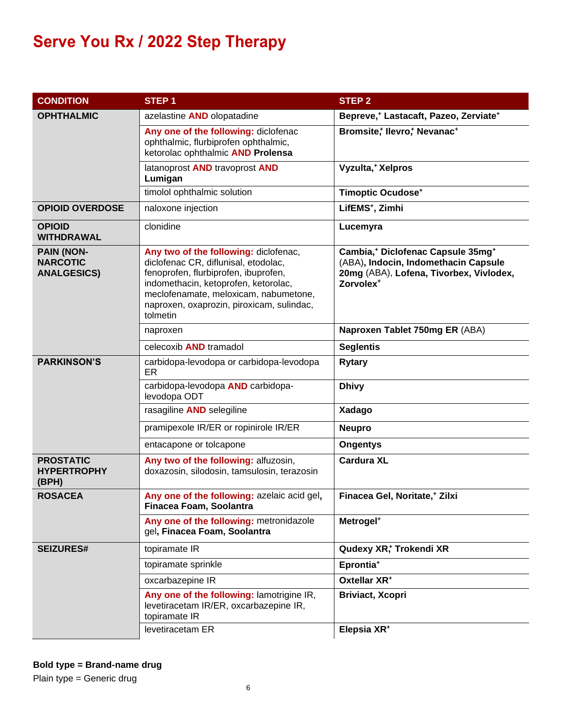# Serve You Rx / 2022 Step Therapy

| CONDITION | STEP 1 | STEP 2 |
|---|---|---|
| **OPHTHALMIC** | azelastine **AND** olopatadine | **Bepreve,+ Lastacaft, Pazeo, Zerviate+** |
| | **Any one of the following:** diclofenac ophthalmic, flurbiprofen ophthalmic, ketorolac ophthalmic **AND Prolensa** | **Bromsite,+ Ilevro,+ Nevanac+** |
| | latanoprost **AND** travoprost **AND Lumigan** | **Vyzulta,+ Xelpros** |
| | timolol ophthalmic solution | **Timoptic Ocudose+** |
| **OPIOID OVERDOSE** | naloxone injection | **LifEMS+, Zimhi** |
| **OPIOID WITHDRAWAL** | clonidine | **Lucemyra** |
| **PAIN (NON-NARCOTIC ANALGESICS)** | **Any two of the following:** diclofenac, diclofenac CR, diflunisal, etodolac, fenoprofen, flurbiprofen, ibuprofen, indomethacin, ketoprofen, ketorolac, meclofenamate, meloxicam, nabumetone, naproxen, oxaprozin, piroxicam, sulindac, tolmetin | **Cambia,+ Diclofenac Capsule 35mg+** (ABA)**, Indocin, Indomethacin Capsule 20mg** (ABA), **Lofena, Tivorbex, Vivlodex, Zorvolex+** |
| | naproxen | **Naproxen Tablet 750mg ER** (ABA) |
| | celecoxib **AND** tramadol | **Seglentis** |
| **PARKINSON'S** | carbidopa-levodopa or carbidopa-levodopa ER | **Rytary** |
| | carbidopa-levodopa **AND** carbidopa-levodopa ODT | **Dhivy** |
| | rasagiline **AND** selegiline | **Xadago** |
| | pramipexole IR/ER or ropinirole IR/ER | **Neupro** |
| | entacapone or tolcapone | **Ongentys** |
| **PROSTATIC HYPERTROPHY (BPH)** | **Any two of the following:** alfuzosin, doxazosin, silodosin, tamsulosin, terazosin | **Cardura XL** |
| **ROSACEA** | **Any one of the following:** azelaic acid gel**, Finacea Foam, Soolantra** | **Finacea Gel, Noritate,+ Zilxi** |
| | **Any one of the following:** metronidazole gel**, Finacea Foam, Soolantra** | **Metrogel+** |
| **SEIZURES#** | topiramate IR | **Qudexy XR,+ Trokendi XR** |
| | topiramate sprinkle | **Eprontia+** |
| | oxcarbazepine IR | **Oxtellar XR+** |
| | **Any one of the following:** lamotrigine IR, levetiracetam IR/ER, oxcarbazepine IR, topiramate IR | **Briviact, Xcopri** |
| | levetiracetam ER | **Elepsia XR+** |

**Bold type = Brand-name drug**

Plain type = Generic drug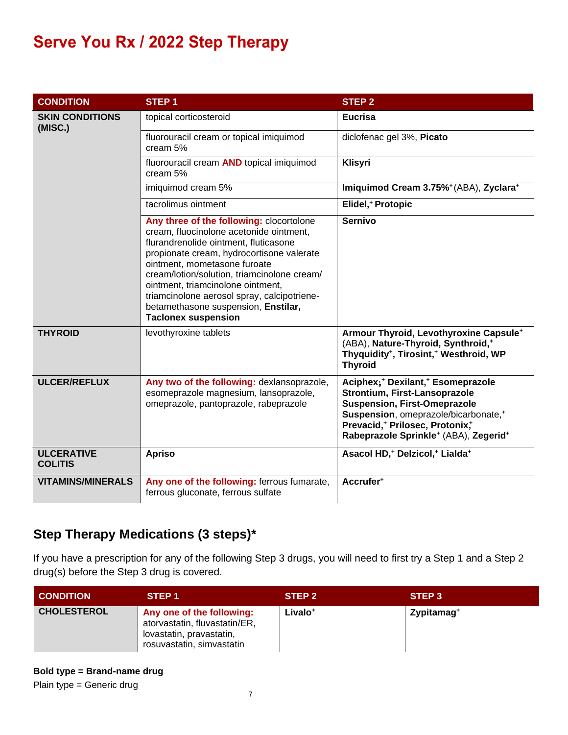# Serve You Rx / 2022 Step Therapy

| CONDITION | STEP 1 | STEP 2 |
|---|---|---|
| **SKIN CONDITIONS (MISC.)** | topical corticosteroid | **Eucrisa** |
| | fluorouracil cream or topical imiquimod cream 5% | diclofenac gel 3%, **Picato** |
| | fluorouracil cream **AND** topical imiquimod cream 5% | **Klisyri** |
| | imiquimod cream 5% | **Imiquimod Cream 3.75%⁺** (ABA), **Zyclara⁺** |
| | tacrolimus ointment | **Elidel,⁺ Protopic** |
| | **Any three of the following:** clocortolone cream, fluocinolone acetonide ointment, flurandrenolide ointment, fluticasone propionate cream, hydrocortisone valerate ointment, mometasone furoate cream/lotion/solution, triamcinolone cream/ ointment, triamcinolone ointment, triamcinolone aerosol spray, calcipotriene-betamethasone suspension, **Enstilar, Taclonex suspension** | **Sernivo** |
| **THYROID** | levothyroxine tablets | **Armour Thyroid, Levothyroxine Capsule⁺** (ABA), **Nature-Thyroid, Synthroid,⁺ Thyquidity⁺, Tirosint,⁺ Westhroid, WP Thyroid** |
| **ULCER/REFLUX** | **Any two of the following:** dexlansoprazole, esomeprazole magnesium, lansoprazole, omeprazole, pantoprazole, rabeprazole | **Aciphex;⁺ Dexilant,⁺ Esomeprazole Strontium, First-Lansoprazole Suspension, First-Omeprazole Suspension**, omeprazole/bicarbonate,⁺ **Prevacid,⁺ Prilosec, Protonix;⁺ Rabeprazole Sprinkle⁺** (ABA), **Zegerid⁺** |
| **ULCERATIVE COLITIS** | **Apriso** | **Asacol HD,⁺ Delzicol,⁺ Lialda⁺** |
| **VITAMINS/MINERALS** | **Any one of the following:** ferrous fumarate, ferrous gluconate, ferrous sulfate | **Accrufer⁺** |

## Step Therapy Medications (3 steps)*

If you have a prescription for any of the following Step 3 drugs, you will need to first try a Step 1 and a Step 2 drug(s) before the Step 3 drug is covered.

| CONDITION | STEP 1 | STEP 2 | STEP 3 |
|---|---|---|---|
| **CHOLESTEROL** | **Any one of the following:** atorvastatin, fluvastatin/ER, lovastatin, pravastatin, rosuvastatin, simvastatin | **Livalo⁺** | **Zypitamag⁺** |

**Bold type = Brand-name drug**

Plain type = Generic drug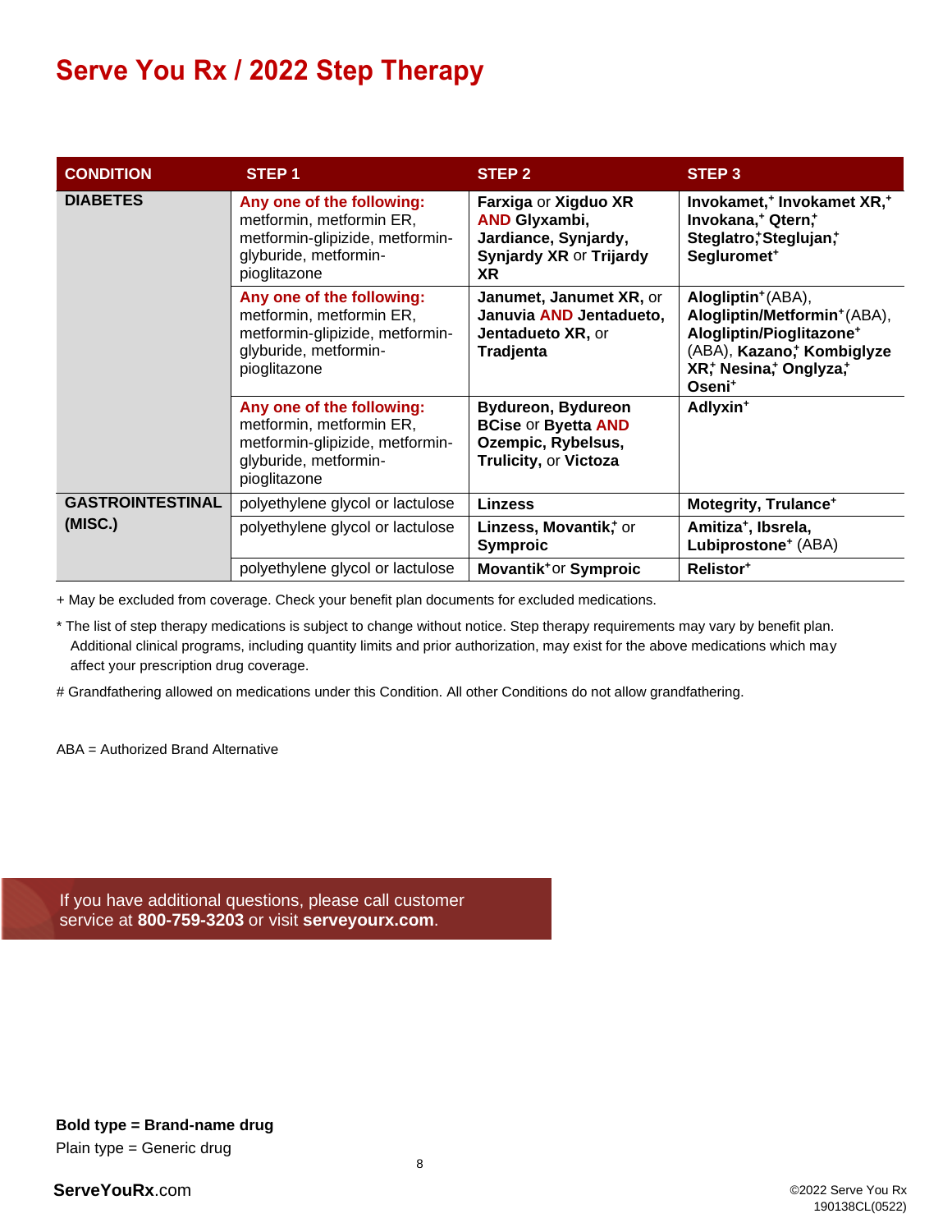# Serve You Rx / 2022 Step Therapy

| CONDITION | STEP 1 | STEP 2 | STEP 3 |
|---|---|---|---|
| **DIABETES** | Any one of the following: metformin, metformin ER, metformin-glipizide, metformin-glyburide, metformin-pioglitazone | **Farxiga** or **Xigduo XR** AND **Glyxambi, Jardiance, Synjardy, Synjardy XR** or **Trijardy XR** | **Invokamet,+ Invokamet XR,+ Invokana,+ Qtern,+ Steglatro,+ Steglujan,+ Segluromet+** |
| | Any one of the following: metformin, metformin ER, metformin-glipizide, metformin-glyburide, metformin-pioglitazone | **Janumet, Janumet XR,** or **Januvia** AND **Jentadueto, Jentadueto XR,** or **Tradjenta** | **Alogliptin+** (ABA), **Alogliptin/Metformin+** (ABA), **Alogliptin/Pioglitazone+** (ABA), **Kazano,+ Kombiglyze XR,+ Nesina,+ Onglyza,+ Oseni+** |
| | Any one of the following: metformin, metformin ER, metformin-glipizide, metformin-glyburide, metformin-pioglitazone | **Bydureon, Bydureon BCise** or **Byetta** AND **Ozempic, Rybelsus, Trulicity,** or **Victoza** | **Adlyxin+** |
| **GASTROINTESTINAL (MISC.)** | polyethylene glycol or lactulose | **Linzess** | **Motegrity, Trulance+** |
| | polyethylene glycol or lactulose | **Linzess, Movantik,+** or **Symproic** | **Amitiza+, Ibsrela, Lubiprostone+** (ABA) |
| | polyethylene glycol or lactulose | **Movantik+** or **Symproic** | **Relistor+** |

+ May be excluded from coverage. Check your benefit plan documents for excluded medications.

* The list of step therapy medications is subject to change without notice. Step therapy requirements may vary by benefit plan. Additional clinical programs, including quantity limits and prior authorization, may exist for the above medications which may affect your prescription drug coverage.

# Grandfathering allowed on medications under this Condition. All other Conditions do not allow grandfathering.

ABA = Authorized Brand Alternative

If you have additional questions, please call customer service at **800-759-3203** or visit **serveyourx.com**.

**Bold type = Brand-name drug**

Plain type = Generic drug

**ServeYouRx**.com

©2022 Serve You Rx
190138CL(0522)